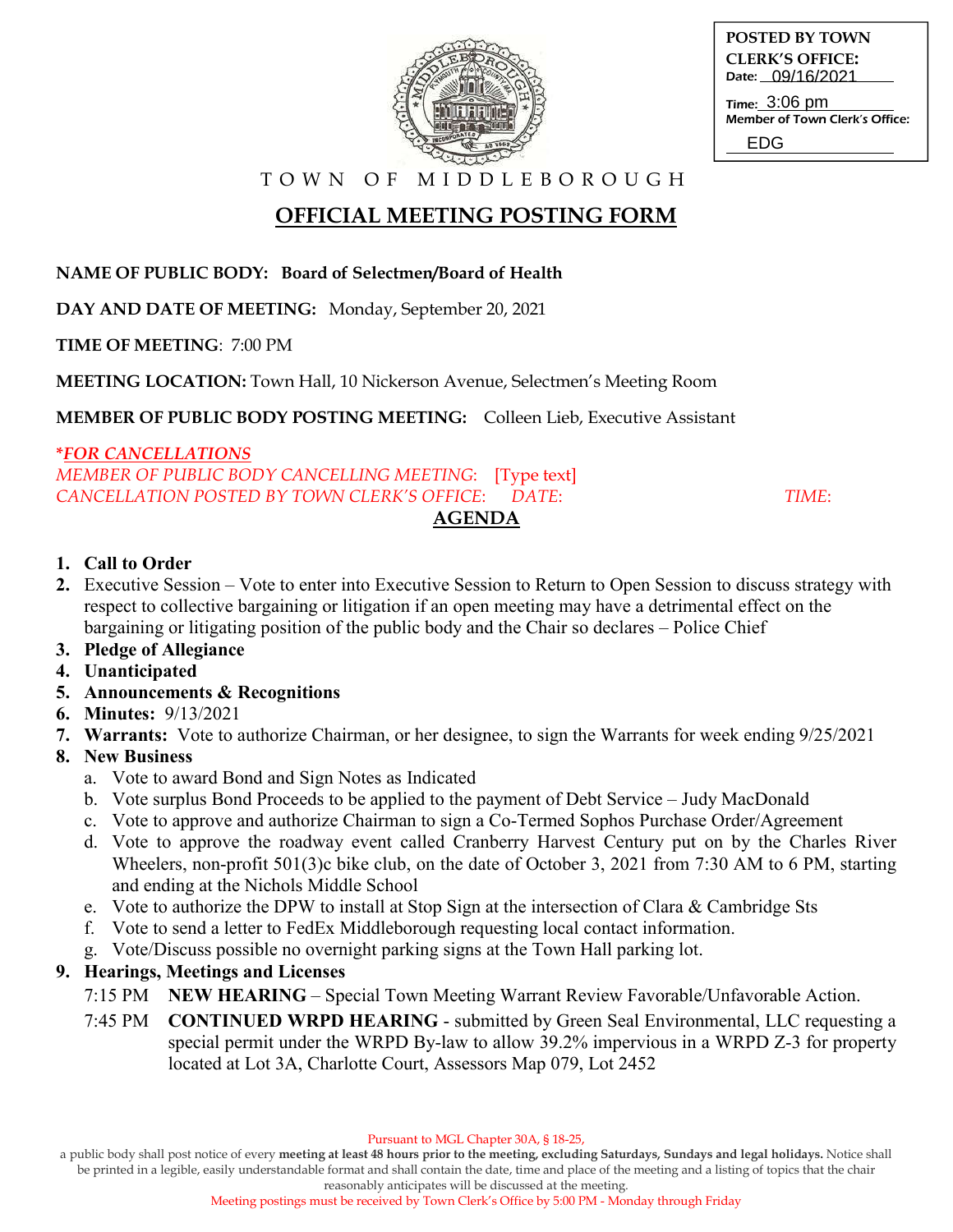POSTED BY TOWN CLERK'S OFFICE:
Date: 09/16/2021
Time: 3:06 pm
Member of Town Clerk's Office: EDG

TOWN OF MIDDLEBOROUGH

# OFFICIAL MEETING POSTING FORM

**NAME OF PUBLIC BODY: Board of Selectmen/Board of Health**

**DAY AND DATE OF MEETING:** Monday, September 20, 2021

**TIME OF MEETING**: 7:00 PM

**MEETING LOCATION:** Town Hall, 10 Nickerson Avenue, Selectmen's Meeting Room

**MEMBER OF PUBLIC BODY POSTING MEETING:** Colleen Lieb, Executive Assistant

***FOR CANCELLATIONS***
*MEMBER OF PUBLIC BODY CANCELLING MEETING:* [Type text]
*CANCELLATION POSTED BY TOWN CLERK'S OFFICE: DATE: TIME:*

## AGENDA

1. **Call to Order**
2. Executive Session – Vote to enter into Executive Session to Return to Open Session to discuss strategy with respect to collective bargaining or litigation if an open meeting may have a detrimental effect on the bargaining or litigating position of the public body and the Chair so declares – Police Chief
3. **Pledge of Allegiance**
4. **Unanticipated**
5. **Announcements & Recognitions**
6. **Minutes:** 9/13/2021
7. **Warrants:** Vote to authorize Chairman, or her designee, to sign the Warrants for week ending 9/25/2021
8. **New Business**
   a. Vote to award Bond and Sign Notes as Indicated
   b. Vote surplus Bond Proceeds to be applied to the payment of Debt Service – Judy MacDonald
   c. Vote to approve and authorize Chairman to sign a Co-Termed Sophos Purchase Order/Agreement
   d. Vote to approve the roadway event called Cranberry Harvest Century put on by the Charles River Wheelers, non-profit 501(3)c bike club, on the date of October 3, 2021 from 7:30 AM to 6 PM, starting and ending at the Nichols Middle School
   e. Vote to authorize the DPW to install at Stop Sign at the intersection of Clara & Cambridge Sts
   f. Vote to send a letter to FedEx Middleborough requesting local contact information.
   g. Vote/Discuss possible no overnight parking signs at the Town Hall parking lot.
9. **Hearings, Meetings and Licenses**

   7:15 PM **NEW HEARING** – Special Town Meeting Warrant Review Favorable/Unfavorable Action.

   7:45 PM **CONTINUED WRPD HEARING** - submitted by Green Seal Environmental, LLC requesting a special permit under the WRPD By-law to allow 39.2% impervious in a WRPD Z-3 for property located at Lot 3A, Charlotte Court, Assessors Map 079, Lot 2452

Pursuant to MGL Chapter 30A, § 18-25,
a public body shall post notice of every **meeting at least 48 hours prior to the meeting, excluding Saturdays, Sundays and legal holidays.** Notice shall be printed in a legible, easily understandable format and shall contain the date, time and place of the meeting and a listing of topics that the chair reasonably anticipates will be discussed at the meeting.
Meeting postings must be received by Town Clerk's Office by 5:00 PM - Monday through Friday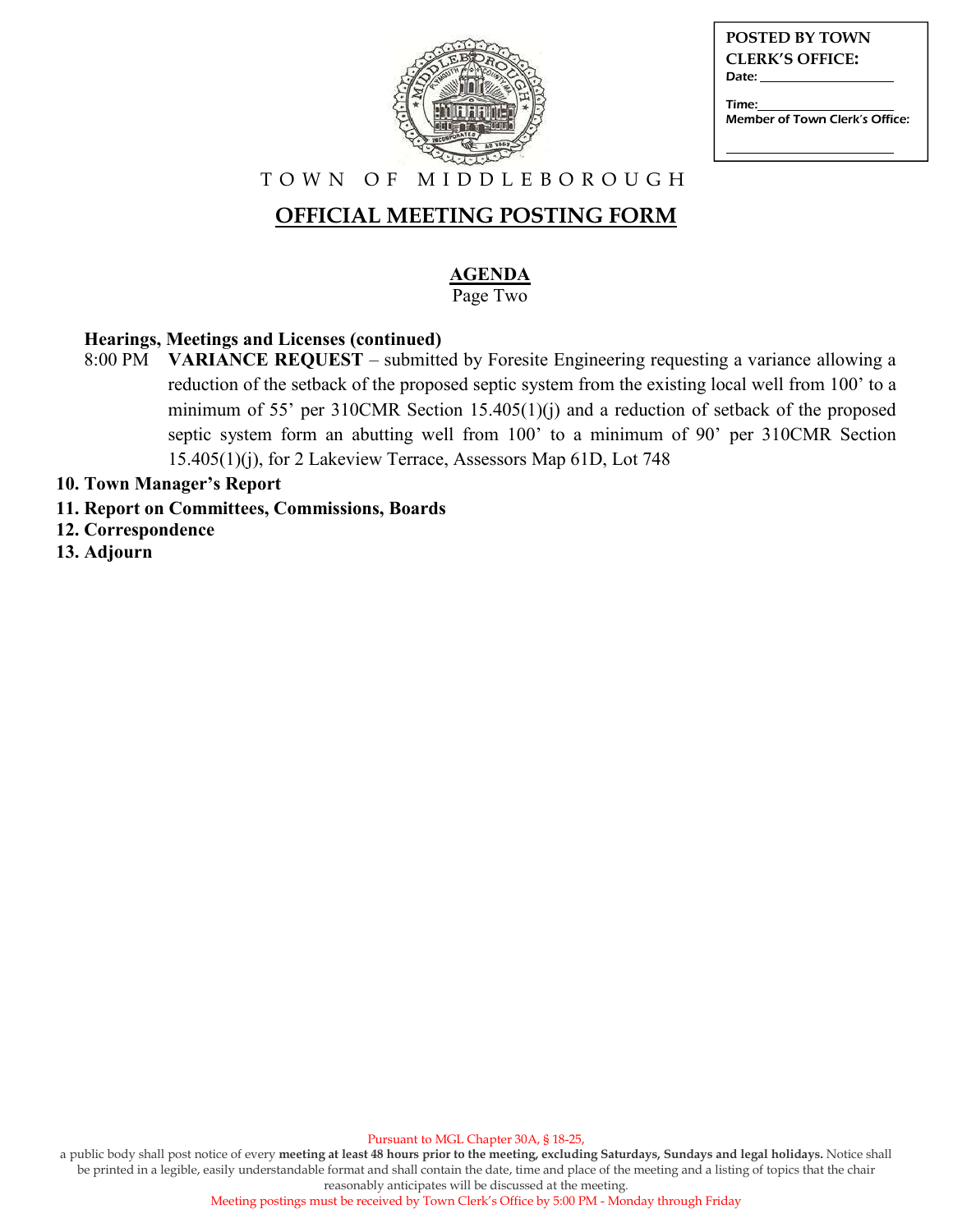POSTED BY TOWN CLERK'S OFFICE:
Date: ___________________

Time: ___________________
Member of Town Clerk's Office:

___________________

TOWN OF MIDDLEBOROUGH

# OFFICIAL MEETING POSTING FORM

## AGENDA

Page Two

**Hearings, Meetings and Licenses (continued)**

8:00 PM **VARIANCE REQUEST** – submitted by Foresite Engineering requesting a variance allowing a reduction of the setback of the proposed septic system from the existing local well from 100' to a minimum of 55' per 310CMR Section 15.405(1)(j) and a reduction of setback of the proposed septic system form an abutting well from 100' to a minimum of 90' per 310CMR Section 15.405(1)(j), for 2 Lakeview Terrace, Assessors Map 61D, Lot 748

**10. Town Manager's Report**

**11. Report on Committees, Commissions, Boards**

**12. Correspondence**

**13. Adjourn**

Pursuant to MGL Chapter 30A, § 18-25,
a public body shall post notice of every **meeting at least 48 hours prior to the meeting, excluding Saturdays, Sundays and legal holidays.** Notice shall be printed in a legible, easily understandable format and shall contain the date, time and place of the meeting and a listing of topics that the chair reasonably anticipates will be discussed at the meeting.
Meeting postings must be received by Town Clerk's Office by 5:00 PM - Monday through Friday